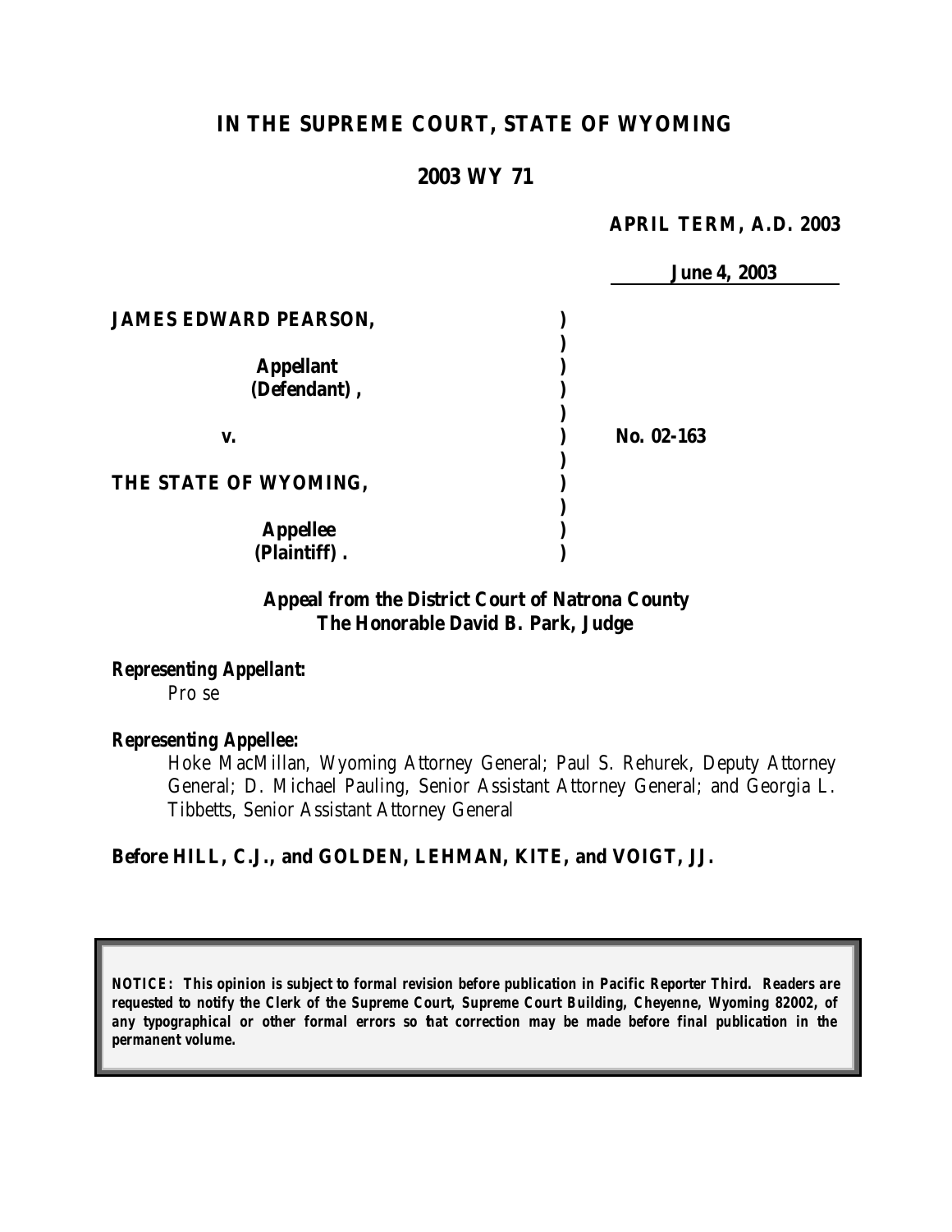# IN THE SUPREME COURT, STATE OF WYOMING

## 2003 WY 71

**APRIL TERM, A.D. 2003**

**June 4, 2003**

| | | |
|---|---|---|
| **JAMES EDWARD PEARSON,** | ) | |
| | ) | |
| **Appellant** | ) | |
| **(Defendant),** | ) | |
| | ) | |
| **v.** | ) | **No. 02-163** |
| | ) | |
| **THE STATE OF WYOMING,** | ) | |
| | ) | |
| **Appellee** | ) | |
| **(Plaintiff).** | ) | |

**Appeal from the District Court of Natrona County**
**The Honorable David B. Park, Judge**

***Representing Appellant:***

Pro se

***Representing Appellee:***

Hoke MacMillan, Wyoming Attorney General; Paul S. Rehurek, Deputy Attorney General; D. Michael Pauling, Senior Assistant Attorney General; and Georgia L. Tibbetts, Senior Assistant Attorney General

**Before HILL, C.J., and GOLDEN, LEHMAN, KITE, and VOIGT, JJ.**

***NOTICE: This opinion is subject to formal revision before publication in Pacific Reporter Third. Readers are requested to notify the Clerk of the Supreme Court, Supreme Court Building, Cheyenne, Wyoming 82002, of any typographical or other formal errors so that correction may be made before final publication in the permanent volume.***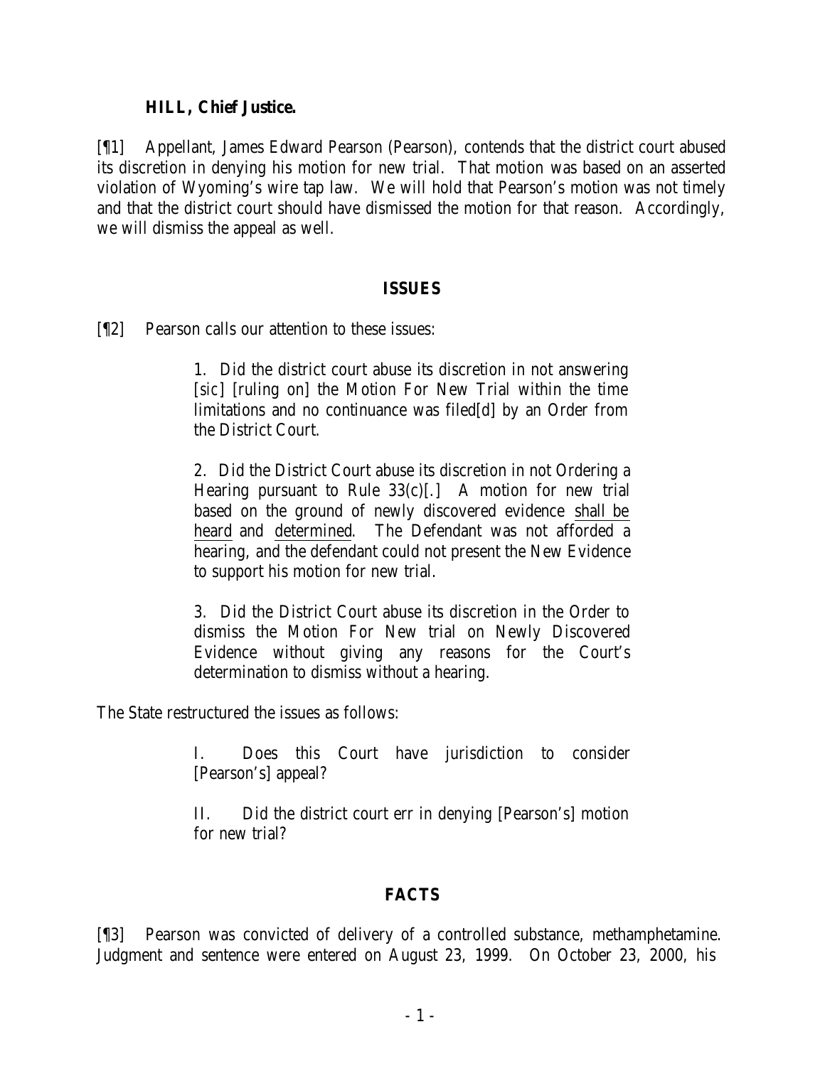**HILL, Chief Justice.**

[¶1] Appellant, James Edward Pearson (Pearson), contends that the district court abused its discretion in denying his motion for new trial. That motion was based on an asserted violation of Wyoming's wire tap law. We will hold that Pearson's motion was not timely and that the district court should have dismissed the motion for that reason. Accordingly, we will dismiss the appeal as well.

## ISSUES

[¶2] Pearson calls our attention to these issues:

> 1. Did the district court abuse its discretion in not answering [*sic*] [ruling on] the Motion For New Trial within the time limitations and no continuance was filed[d] by an Order from the District Court.
>
> 2. Did the District Court abuse its discretion in not Ordering a Hearing pursuant to Rule 33(c)[.] A motion for new trial based on the ground of newly discovered evidence shall be heard and determined. The Defendant was not afforded a hearing, and the defendant could not present the New Evidence to support his motion for new trial.
>
> 3. Did the District Court abuse its discretion in the Order to dismiss the Motion For New trial on Newly Discovered Evidence without giving any reasons for the Court's determination to dismiss without a hearing.

The State restructured the issues as follows:

> I. Does this Court have jurisdiction to consider [Pearson's] appeal?
>
> II. Did the district court err in denying [Pearson's] motion for new trial?

## FACTS

[¶3] Pearson was convicted of delivery of a controlled substance, methamphetamine. Judgment and sentence were entered on August 23, 1999. On October 23, 2000, his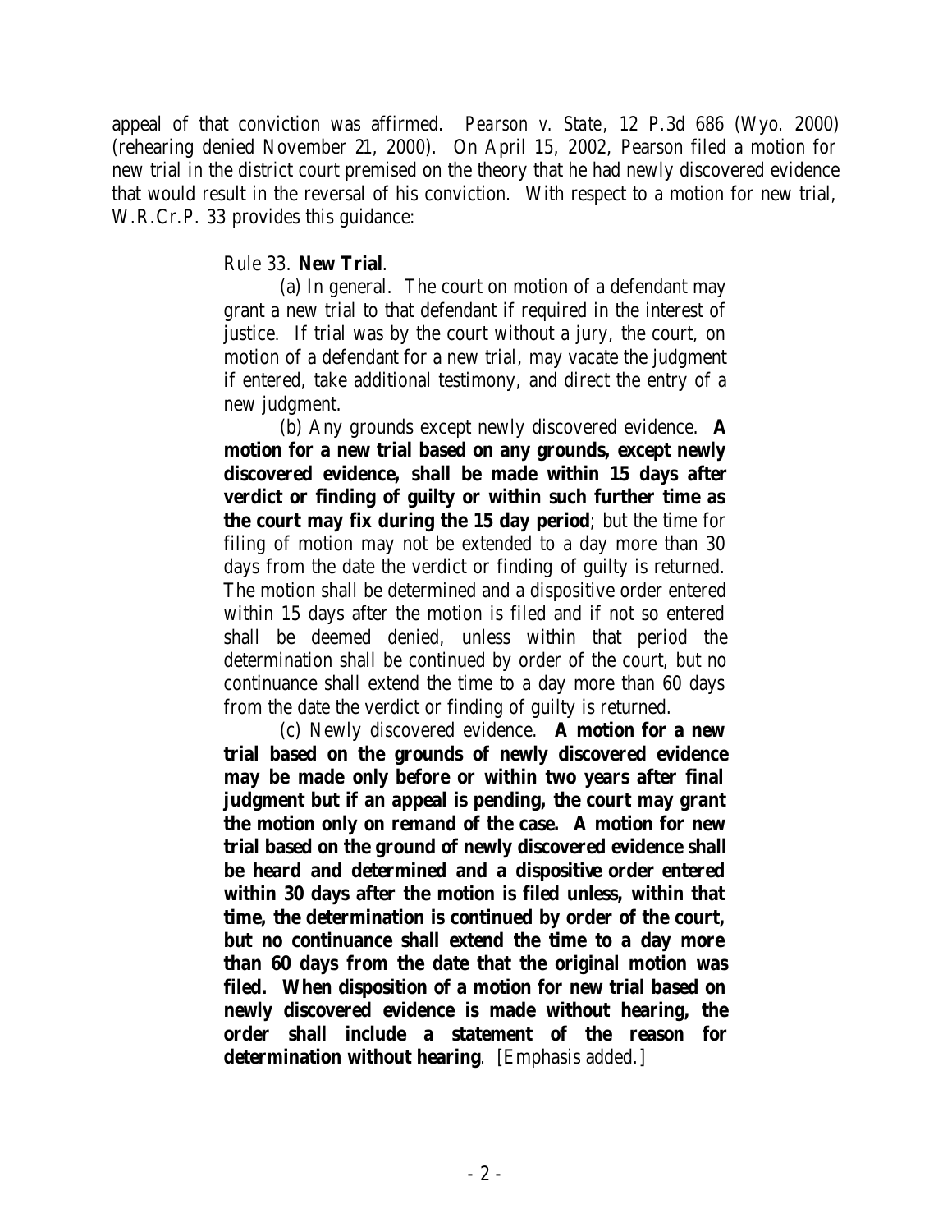appeal of that conviction was affirmed. *Pearson v. State*, 12 P.3d 686 (Wyo. 2000) (rehearing denied November 21, 2000). On April 15, 2002, Pearson filed a motion for new trial in the district court premised on the theory that he had newly discovered evidence that would result in the reversal of his conviction. With respect to a motion for new trial, W.R.Cr.P. 33 provides this guidance:

> Rule 33. **New Trial**.
>
> (a) In general. The court on motion of a defendant may grant a new trial to that defendant if required in the interest of justice. If trial was by the court without a jury, the court, on motion of a defendant for a new trial, may vacate the judgment if entered, take additional testimony, and direct the entry of a new judgment.
>
> (b) Any grounds except newly discovered evidence. **A motion for a new trial based on any grounds, except newly discovered evidence, shall be made within 15 days after verdict or finding of guilty or within such further time as the court may fix during the 15 day period**; but the time for filing of motion may not be extended to a day more than 30 days from the date the verdict or finding of guilty is returned. The motion shall be determined and a dispositive order entered within 15 days after the motion is filed and if not so entered shall be deemed denied, unless within that period the determination shall be continued by order of the court, but no continuance shall extend the time to a day more than 60 days from the date the verdict or finding of guilty is returned.
>
> (c) Newly discovered evidence. **A motion for a new trial based on the grounds of newly discovered evidence may be made only before or within two years after final judgment but if an appeal is pending, the court may grant the motion only on remand of the case. A motion for new trial based on the ground of newly discovered evidence shall be heard and determined and a dispositive order entered within 30 days after the motion is filed unless, within that time, the determination is continued by order of the court, but no continuance shall extend the time to a day more than 60 days from the date that the original motion was filed. When disposition of a motion for new trial based on newly discovered evidence is made without hearing, the order shall include a statement of the reason for determination without hearing**. [Emphasis added.]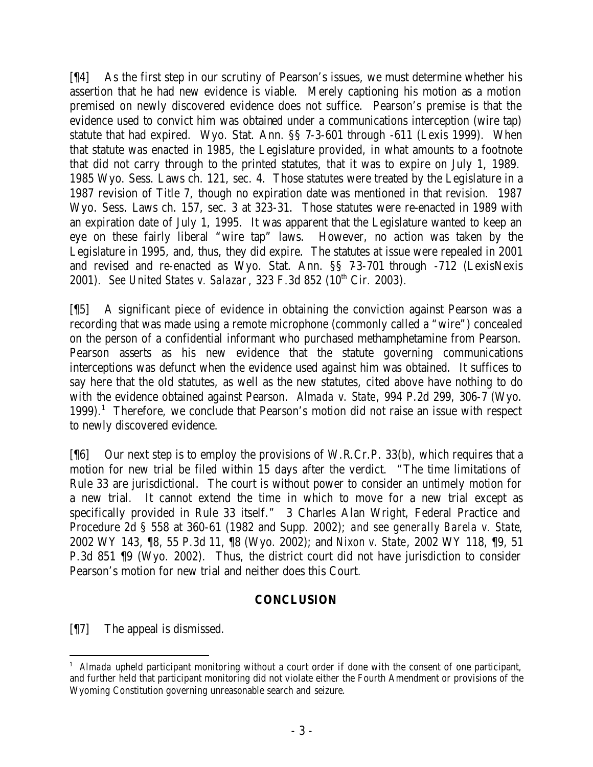[¶4] As the first step in our scrutiny of Pearson's issues, we must determine whether his assertion that he had new evidence is viable. Merely captioning his motion as a motion premised on newly discovered evidence does not suffice. Pearson's premise is that the evidence used to convict him was obtained under a communications interception (wire tap) statute that had expired. Wyo. Stat. Ann. §§ 7-3-601 through -611 (Lexis 1999). When that statute was enacted in 1985, the Legislature provided, in what amounts to a footnote that did not carry through to the printed statutes, that it was to expire on July 1, 1989. 1985 Wyo. Sess. Laws ch. 121, sec. 4. Those statutes were treated by the Legislature in a 1987 revision of Title 7, though no expiration date was mentioned in that revision. 1987 Wyo. Sess. Laws ch. 157, sec. 3 at 323-31. Those statutes were re-enacted in 1989 with an expiration date of July 1, 1995. It was apparent that the Legislature wanted to keep an eye on these fairly liberal "wire tap" laws. However, no action was taken by the Legislature in 1995, and, thus, they did expire. The statutes at issue were repealed in 2001 and revised and re-enacted as Wyo. Stat. Ann. §§ 7-3-701 through -712 (LexisNexis 2001). *See United States v. Salazar*, 323 F.3d 852 (10th Cir. 2003).

[¶5] A significant piece of evidence in obtaining the conviction against Pearson was a recording that was made using a remote microphone (commonly called a "wire") concealed on the person of a confidential informant who purchased methamphetamine from Pearson. Pearson asserts as his new evidence that the statute governing communications interceptions was defunct when the evidence used against him was obtained. It suffices to say here that the old statutes, as well as the new statutes, cited above have nothing to do with the evidence obtained against Pearson. *Almada v. State*, 994 P.2d 299, 306-7 (Wyo. 1999).[1] Therefore, we conclude that Pearson's motion did not raise an issue with respect to newly discovered evidence.

[¶6] Our next step is to employ the provisions of W.R.Cr.P. 33(b), which requires that a motion for new trial be filed within 15 days after the verdict. "The time limitations of Rule 33 are jurisdictional. The court is without power to consider an untimely motion for a new trial. It cannot extend the time in which to move for a new trial except as specifically provided in Rule 33 itself." 3 Charles Alan Wright, Federal Practice and Procedure 2d § 558 at 360-61 (1982 and Supp. 2002); *and see generally Barela v. State*, 2002 WY 143, ¶8, 55 P.3d 11, ¶8 (Wyo. 2002); and *Nixon v. State*, 2002 WY 118, ¶9, 51 P.3d 851 ¶9 (Wyo. 2002). Thus, the district court did not have jurisdiction to consider Pearson's motion for new trial and neither does this Court.

## CONCLUSION

[¶7] The appeal is dismissed.

---

[1] *Almada* upheld participant monitoring without a court order if done with the consent of one participant, and further held that participant monitoring did not violate either the Fourth Amendment or provisions of the Wyoming Constitution governing unreasonable search and seizure.